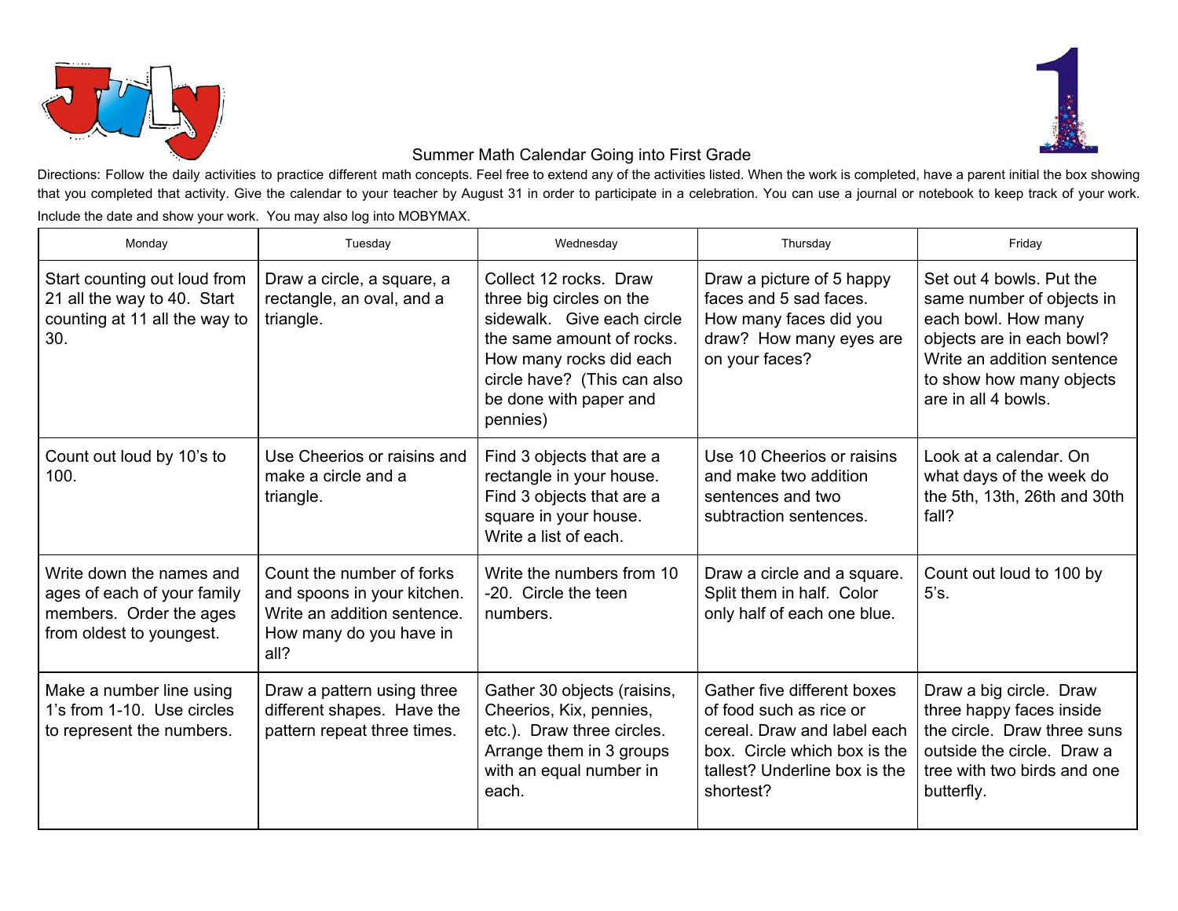July

# Summer Math Calendar Going into First Grade

Directions: Follow the daily activities to practice different math concepts. Feel free to extend any of the activities listed. When the work is completed, have a parent initial the box showing that you completed that activity. Give the calendar to your teacher by August 31 in order to participate in a celebration. You can use a journal or notebook to keep track of your work. Include the date and show your work. You may also log into MOBYMAX.

| Monday | Tuesday | Wednesday | Thursday | Friday |
|---|---|---|---|---|
| Start counting out loud from 21 all the way to 40. Start counting at 11 all the way to 30. | Draw a circle, a square, a rectangle, an oval, and a triangle. | Collect 12 rocks. Draw three big circles on the sidewalk. Give each circle the same amount of rocks. How many rocks did each circle have? (This can also be done with paper and pennies) | Draw a picture of 5 happy faces and 5 sad faces. How many faces did you draw? How many eyes are on your faces? | Set out 4 bowls. Put the same number of objects in each bowl. How many objects are in each bowl? Write an addition sentence to show how many objects are in all 4 bowls. |
| Count out loud by 10's to 100. | Use Cheerios or raisins and make a circle and a triangle. | Find 3 objects that are a rectangle in your house. Find 3 objects that are a square in your house. Write a list of each. | Use 10 Cheerios or raisins and make two addition sentences and two subtraction sentences. | Look at a calendar. On what days of the week do the 5th, 13th, 26th and 30th fall? |
| Write down the names and ages of each of your family members. Order the ages from oldest to youngest. | Count the number of forks and spoons in your kitchen. Write an addition sentence. How many do you have in all? | Write the numbers from 10 -20. Circle the teen numbers. | Draw a circle and a square. Split them in half. Color only half of each one blue. | Count out loud to 100 by 5's. |
| Make a number line using 1's from 1-10. Use circles to represent the numbers. | Draw a pattern using three different shapes. Have the pattern repeat three times. | Gather 30 objects (raisins, Cheerios, Kix, pennies, etc.). Draw three circles. Arrange them in 3 groups with an equal number in each. | Gather five different boxes of food such as rice or cereal. Draw and label each box. Circle which box is the tallest? Underline box is the shortest? | Draw a big circle. Draw three happy faces inside the circle. Draw three suns outside the circle. Draw a tree with two birds and one butterfly. |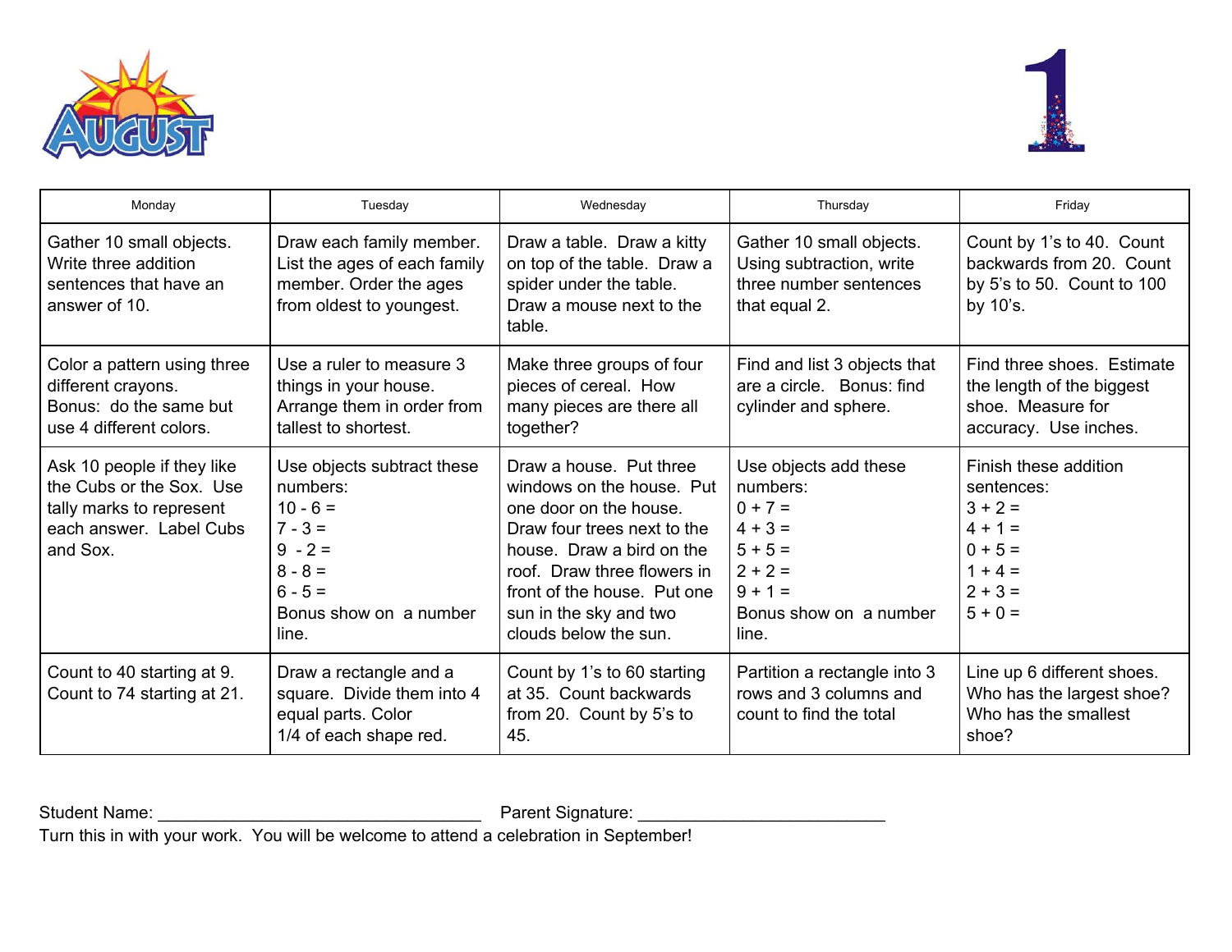# AUGUST

# 1

| Monday | Tuesday | Wednesday | Thursday | Friday |
|---|---|---|---|---|
| Gather 10 small objects. Write three addition sentences that have an answer of 10. | Draw each family member. List the ages of each family member. Order the ages from oldest to youngest. | Draw a table. Draw a kitty on top of the table. Draw a spider under the table. Draw a mouse next to the table. | Gather 10 small objects. Using subtraction, write three number sentences that equal 2. | Count by 1's to 40. Count backwards from 20. Count by 5's to 50. Count to 100 by 10's. |
| Color a pattern using three different crayons. Bonus: do the same but use 4 different colors. | Use a ruler to measure 3 things in your house. Arrange them in order from tallest to shortest. | Make three groups of four pieces of cereal. How many pieces are there all together? | Find and list 3 objects that are a circle. Bonus: find cylinder and sphere. | Find three shoes. Estimate the length of the biggest shoe. Measure for accuracy. Use inches. |
| Ask 10 people if they like the Cubs or the Sox. Use tally marks to represent each answer. Label Cubs and Sox. | Use objects subtract these numbers:<br>10 - 6 =<br>7 - 3 =<br>9 - 2 =<br>8 - 8 =<br>6 - 5 =<br>Bonus show on a number line. | Draw a house. Put three windows on the house. Put one door on the house. Draw four trees next to the house. Draw a bird on the roof. Draw three flowers in front of the house. Put one sun in the sky and two clouds below the sun. | Use objects add these numbers:<br>0 + 7 =<br>4 + 3 =<br>5 + 5 =<br>2 + 2 =<br>9 + 1 =<br>Bonus show on a number line. | Finish these addition sentences:<br>3 + 2 =<br>4 + 1 =<br>0 + 5 =<br>1 + 4 =<br>2 + 3 =<br>5 + 0 = |
| Count to 40 starting at 9. Count to 74 starting at 21. | Draw a rectangle and a square. Divide them into 4 equal parts. Color 1/4 of each shape red. | Count by 1's to 60 starting at 35. Count backwards from 20. Count by 5's to 45. | Partition a rectangle into 3 rows and 3 columns and count to find the total | Line up 6 different shoes. Who has the largest shoe? Who has the smallest shoe? |

Student Name: ___________________________________ Parent Signature: __________________________

Turn this in with your work. You will be welcome to attend a celebration in September!